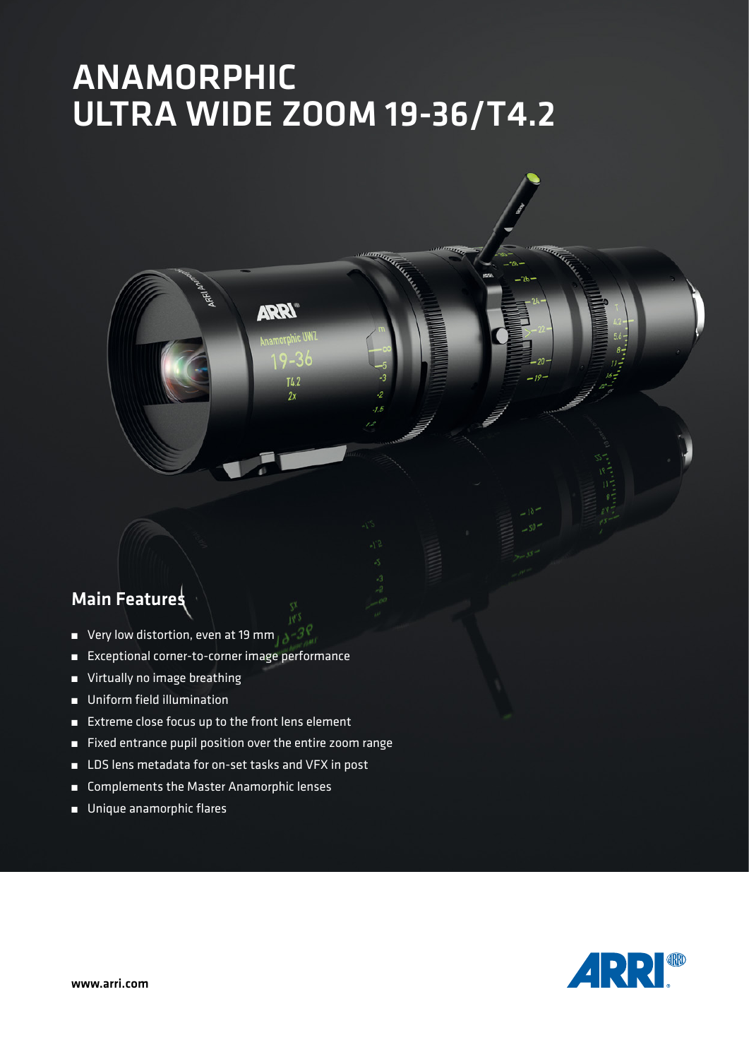# ANAMORPHIC ULTRA WIDE ZOOM 19-36/T4.2

## Main Features

- Very low distortion, even at 19 mm
- Exceptional corner-to-corner image performance
- Virtually no image breathing
- Uniform field illumination
- Extreme close focus up to the front lens element
- Fixed entrance pupil position over the entire zoom range
- LDS lens metadata for on-set tasks and VFX in post
- Complements the Master Anamorphic lenses
- Unique anamorphic flares

www.arri.com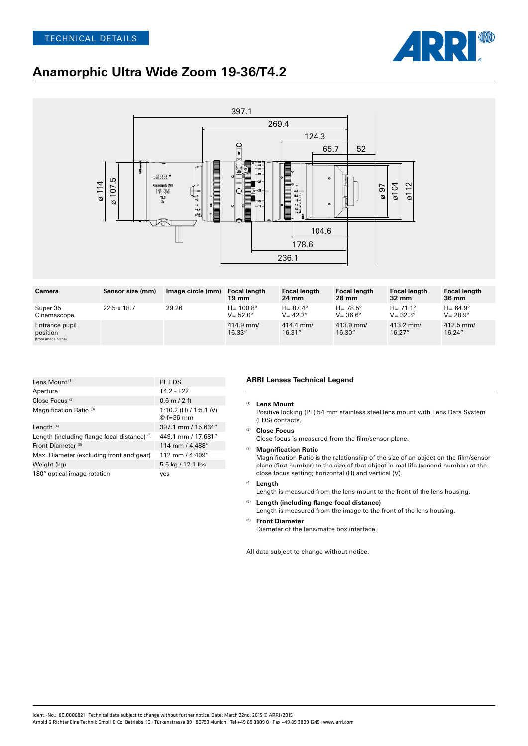TECHNICAL DETAILS

# Anamorphic Ultra Wide Zoom 19-36/T4.2

397.1
269.4
124.3
65.7
52
ø 114
ø 107.5
ø 97
ø104
ø112
104.6
178.6
236.1

| Camera | Sensor size (mm) | Image circle (mm) | Focal length 19 mm | Focal length 24 mm | Focal length 28 mm | Focal length 32 mm | Focal length 36 mm |
|---|---|---|---|---|---|---|---|
| Super 35 Cinemascope | 22.5 x 18.7 | 29.26 | H= 100.8° V= 52.0° | H= 87.4° V= 42.2° | H= 78.5° V= 36.6° | H= 71.1° V= 32.3° | H= 64.9° V= 28.9° |
| Entrance pupil position (from image plane) | | | 414.9 mm/ 16.33″ | 414.4 mm/ 16.31″ | 413.9 mm/ 16.30″ | 413.2 mm/ 16.27″ | 412.5 mm/ 16.24″ |

| | |
|---|---|
| Lens Mount [1] | PL LDS |
| Aperture | T4.2 - T22 |
| Close Focus [2] | 0.6 m / 2 ft |
| Magnification Ratio [3] | 1:10.2 (H) / 1:5.1 (V) @ f=36 mm |
| Length [4] | 397.1 mm / 15.634″ |
| Length (including flange focal distance) [5] | 449.1 mm / 17.681″ |
| Front Diameter [6] | 114 mm / 4.488″ |
| Max. Diameter (excluding front and gear) | 112 mm / 4.409″ |
| Weight (kg) | 5.5 kg / 12.1 lbs |
| 180° optical image rotation | yes |

### ARRI Lenses Technical Legend

[1] **Lens Mount**
Positive locking (PL) 54 mm stainless steel lens mount with Lens Data System (LDS) contacts.

[2] **Close Focus**
Close focus is measured from the film/sensor plane.

[3] **Magnification Ratio**
Magnification Ratio is the relationship of the size of an object on the film/sensor plane (first number) to the size of that object in real life (second number) at the close focus setting; horizontal (H) and vertical (V).

[4] **Length**
Length is measured from the lens mount to the front of the lens housing.

[5] **Length (including flange focal distance)**
Length is measured from the image to the front of the lens housing.

[6] **Front Diameter**
Diameter of the lens/matte box interface.

All data subject to change without notice.

Ident.-No.: 80.0006821 · Technical data subject to change without further notice. Date: March 22nd, 2015 © ARRI/2015
Arnold & Richter Cine Technik GmbH & Co. Betriebs KG · Türkenstrasse 89 · 80799 Munich · Tel +49 89 3809 0 · Fax +49 89 3809 1245 · www.arri.com